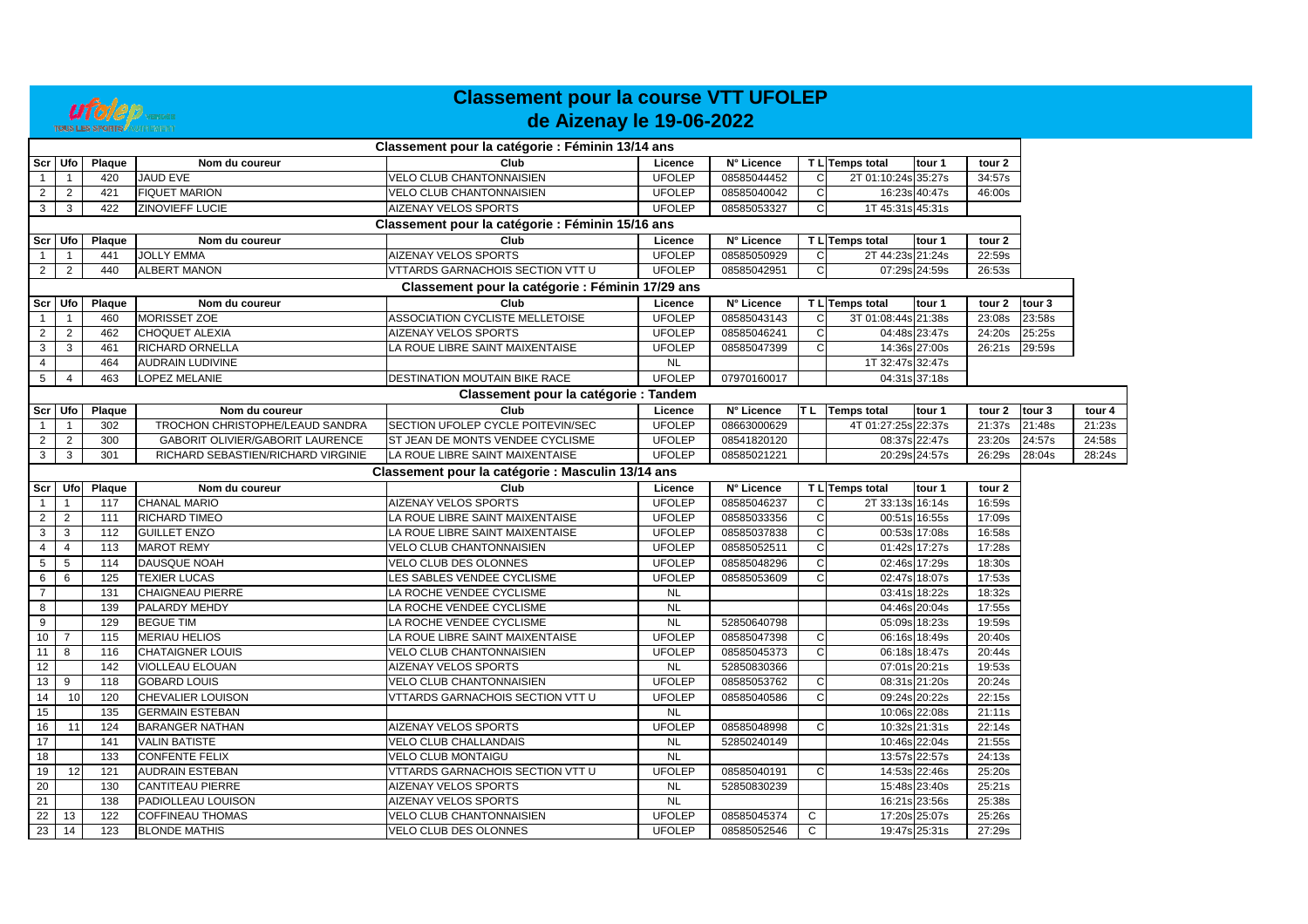# Classement pour la course VTT UFOLEP de Aizenay le 19-06-2022

## Classement pour la catégorie : Féminin 13/14 ans

| Scr | Ufo | Plaque | Nom du coureur | Club | Licence | N° Licence | T L | Temps total | tour 1 | tour 2 |
|---|---|---|---|---|---|---|---|---|---|---|
| 1 | 1 | 420 | JAUD EVE | VELO CLUB CHANTONNAISIEN | UFOLEP | 08585044452 | C | 2T 01:10:24s | 35:27s | 34:57s |
| 2 | 2 | 421 | FIQUET MARION | VELO CLUB CHANTONNAISIEN | UFOLEP | 08585040042 | C | 16:23s | 40:47s | 46:00s |
| 3 | 3 | 422 | ZINOVIEFF LUCIE | AIZENAY VELOS SPORTS | UFOLEP | 08585053327 | C | 1T 45:31s | 45:31s | |

## Classement pour la catégorie : Féminin 15/16 ans

| Scr | Ufo | Plaque | Nom du coureur | Club | Licence | N° Licence | T L | Temps total | tour 1 | tour 2 |
|---|---|---|---|---|---|---|---|---|---|---|
| 1 | 1 | 441 | JOLLY EMMA | AIZENAY VELOS SPORTS | UFOLEP | 08585050929 | C | 2T 44:23s | 21:24s | 22:59s |
| 2 | 2 | 440 | ALBERT MANON | VTTARDS GARNACHOIS SECTION VTT U | UFOLEP | 08585042951 | C | 07:29s | 24:59s | 26:53s |

## Classement pour la catégorie : Féminin 17/29 ans

| Scr | Ufo | Plaque | Nom du coureur | Club | Licence | N° Licence | T L | Temps total | tour 1 | tour 2 | tour 3 |
|---|---|---|---|---|---|---|---|---|---|---|---|
| 1 | 1 | 460 | MORISSET ZOE | ASSOCIATION CYCLISTE MELLETOISE | UFOLEP | 08585043143 | C | 3T 01:08:44s | 21:38s | 23:08s | 23:58s |
| 2 | 2 | 462 | CHOQUET ALEXIA | AIZENAY VELOS SPORTS | UFOLEP | 08585046241 | C | 04:48s | 23:47s | 24:20s | 25:25s |
| 3 | 3 | 461 | RICHARD ORNELLA | LA ROUE LIBRE SAINT MAIXENTAISE | UFOLEP | 08585047399 | C | 14:36s | 27:00s | 26:21s | 29:59s |
| 4 | | 464 | AUDRAIN LUDIVINE | | NL | | | 1T 32:47s | 32:47s | | |
| 5 | 4 | 463 | LOPEZ MELANIE | DESTINATION MOUTAIN BIKE RACE | UFOLEP | 07970160017 | | 04:31s | 37:18s | | |

## Classement pour la catégorie : Tandem

| Scr | Ufo | Plaque | Nom du coureur | Club | Licence | N° Licence | T L | Temps total | tour 1 | tour 2 | tour 3 | tour 4 |
|---|---|---|---|---|---|---|---|---|---|---|---|---|
| 1 | 1 | 302 | TROCHON CHRISTOPHE/LEAUD SANDRA | SECTION UFOLEP CYCLE POITEVIN/SEC | UFOLEP | 08663000629 | | 4T 01:27:25s | 22:37s | 21:37s | 21:48s | 21:23s |
| 2 | 2 | 300 | GABORIT OLIVIER/GABORIT LAURENCE | ST JEAN DE MONTS VENDEE CYCLISME | UFOLEP | 08541820120 | | 08:37s | 22:47s | 23:20s | 24:57s | 24:58s |
| 3 | 3 | 301 | RICHARD SEBASTIEN/RICHARD VIRGINIE | LA ROUE LIBRE SAINT MAIXENTAISE | UFOLEP | 08585021221 | | 20:29s | 24:57s | 26:29s | 28:04s | 28:24s |

## Classement pour la catégorie : Masculin 13/14 ans

| Scr | Ufo | Plaque | Nom du coureur | Club | Licence | N° Licence | T L | Temps total | tour 1 | tour 2 |
|---|---|---|---|---|---|---|---|---|---|---|
| 1 | 1 | 117 | CHANAL MARIO | AIZENAY VELOS SPORTS | UFOLEP | 08585046237 | C | 2T 33:13s | 16:14s | 16:59s |
| 2 | 2 | 111 | RICHARD TIMEO | LA ROUE LIBRE SAINT MAIXENTAISE | UFOLEP | 08585033356 | C | 00:51s | 16:55s | 17:09s |
| 3 | 3 | 112 | GUILLET ENZO | LA ROUE LIBRE SAINT MAIXENTAISE | UFOLEP | 08585037838 | C | 00:53s | 17:08s | 16:58s |
| 4 | 4 | 113 | MAROT REMY | VELO CLUB CHANTONNAISIEN | UFOLEP | 08585052511 | C | 01:42s | 17:27s | 17:28s |
| 5 | 5 | 114 | DAUSQUE NOAH | VELO CLUB DES OLONNES | UFOLEP | 08585048296 | C | 02:46s | 17:29s | 18:30s |
| 6 | 6 | 125 | TEXIER LUCAS | LES SABLES VENDEE CYCLISME | UFOLEP | 08585053609 | C | 02:47s | 18:07s | 17:53s |
| 7 | | 131 | CHAIGNEAU PIERRE | LA ROCHE VENDEE CYCLISME | NL | | | 03:41s | 18:22s | 18:32s |
| 8 | | 139 | PALARDY MEHDY | LA ROCHE VENDEE CYCLISME | NL | | | 04:46s | 20:04s | 17:55s |
| 9 | | 129 | BEGUE TIM | LA ROCHE VENDEE CYCLISME | NL | 52850640798 | | 05:09s | 18:23s | 19:59s |
| 10 | 7 | 115 | MERIAU HELIOS | LA ROUE LIBRE SAINT MAIXENTAISE | UFOLEP | 08585047398 | C | 06:16s | 18:49s | 20:40s |
| 11 | 8 | 116 | CHATAIGNER LOUIS | VELO CLUB CHANTONNAISIEN | UFOLEP | 08585045373 | C | 06:18s | 18:47s | 20:44s |
| 12 | | 142 | VIOLLEAU ELOUAN | AIZENAY VELOS SPORTS | NL | 52850830366 | | 07:01s | 20:21s | 19:53s |
| 13 | 9 | 118 | GOBARD LOUIS | VELO CLUB CHANTONNAISIEN | UFOLEP | 08585053762 | C | 08:31s | 21:20s | 20:24s |
| 14 | 10 | 120 | CHEVALIER LOUISON | VTTARDS GARNACHOIS SECTION VTT U | UFOLEP | 08585040586 | C | 09:24s | 20:22s | 22:15s |
| 15 | | 135 | GERMAIN ESTEBAN | | NL | | | 10:06s | 22:08s | 21:11s |
| 16 | 11 | 124 | BARANGER NATHAN | AIZENAY VELOS SPORTS | UFOLEP | 08585048998 | C | 10:32s | 21:31s | 22:14s |
| 17 | | 141 | VALIN BATISTE | VELO CLUB CHALLANDAIS | NL | 52850240149 | | 10:46s | 22:04s | 21:55s |
| 18 | | 133 | CONFENTE FELIX | VELO CLUB MONTAIGU | NL | | | 13:57s | 22:57s | 24:13s |
| 19 | 12 | 121 | AUDRAIN ESTEBAN | VTTARDS GARNACHOIS SECTION VTT U | UFOLEP | 08585040191 | C | 14:53s | 22:46s | 25:20s |
| 20 | | 130 | CANTITEAU PIERRE | AIZENAY VELOS SPORTS | NL | 52850830239 | | 15:48s | 23:40s | 25:21s |
| 21 | | 138 | PADIOLLEAU LOUISON | AIZENAY VELOS SPORTS | NL | | | 16:21s | 23:56s | 25:38s |
| 22 | 13 | 122 | COFFINEAU THOMAS | VELO CLUB CHANTONNAISIEN | UFOLEP | 08585045374 | C | 17:20s | 25:07s | 25:26s |
| 23 | 14 | 123 | BLONDE MATHIS | VELO CLUB DES OLONNES | UFOLEP | 08585052546 | C | 19:47s | 25:31s | 27:29s |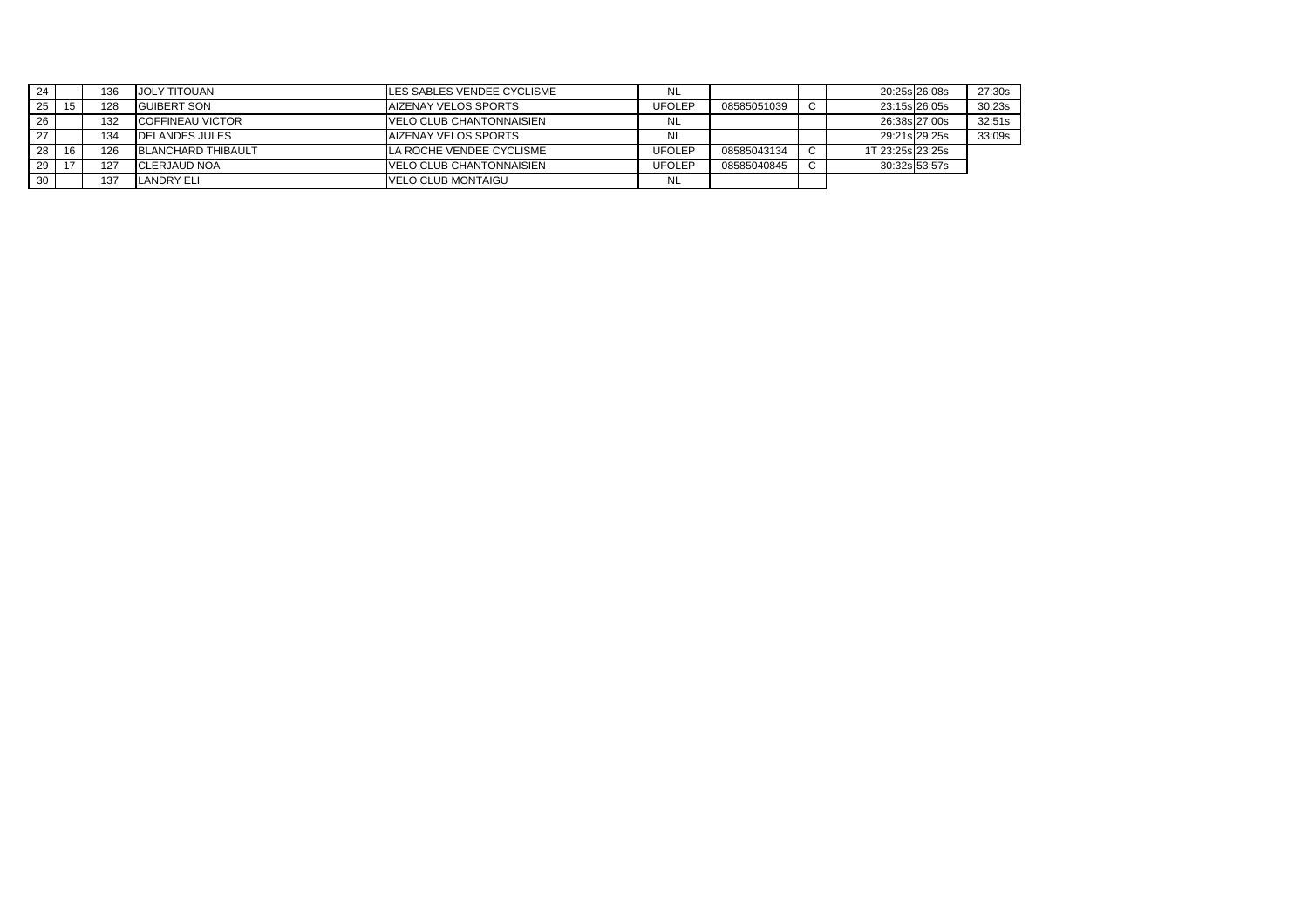| | | | | | | | | | | | |
|---|---|---|---|---|---|---|---|---|---|---|---|
| 24 | | 136 | JOLY TITOUAN | LES SABLES VENDEE CYCLISME | NL | | | | 20:25s | 26:08s | 27:30s |
| 25 | 15 | 128 | GUIBERT SON | AIZENAY VELOS SPORTS | UFOLEP | 08585051039 | C | | 23:15s | 26:05s | 30:23s |
| 26 | | 132 | COFFINEAU VICTOR | VELO CLUB CHANTONNAISIEN | NL | | | | 26:38s | 27:00s | 32:51s |
| 27 | | 134 | DELANDES JULES | AIZENAY VELOS SPORTS | NL | | | | 29:21s | 29:25s | 33:09s |
| 28 | 16 | 126 | BLANCHARD THIBAULT | LA ROCHE VENDEE CYCLISME | UFOLEP | 08585043134 | C | 1T | 23:25s | 23:25s | |
| 29 | 17 | 127 | CLERJAUD NOA | VELO CLUB CHANTONNAISIEN | UFOLEP | 08585040845 | C | | 30:32s | 53:57s | |
| 30 | | 137 | LANDRY ELI | VELO CLUB MONTAIGU | NL | | | | | | |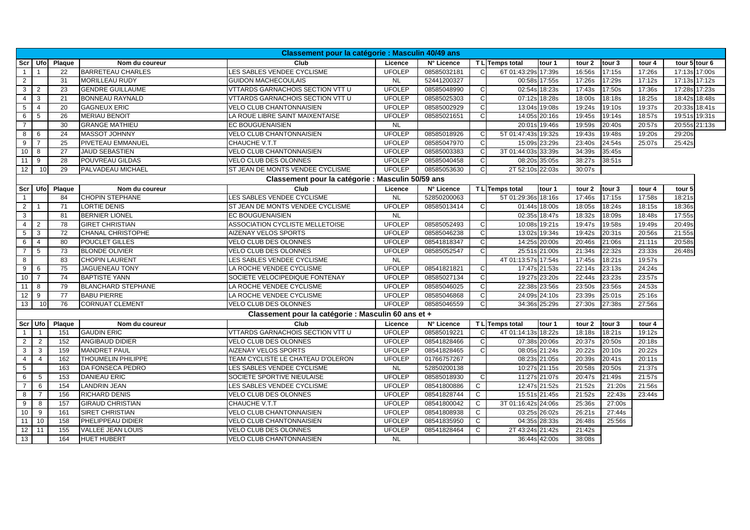## Classement pour la catégorie : Masculin 40/49 ans

| Scr | Ufo | Plaque | Nom du coureur | Club | Licence | N° Licence | T | L | Temps total | tour 1 | tour 2 | tour 3 | tour 4 | tour 5 | tour 6 |
|---|---|---|---|---|---|---|---|---|---|---|---|---|---|---|---|
| 1 | 1 | 22 | BARRETEAU CHARLES | LES SABLES VENDEE CYCLISME | UFOLEP | 08585032181 | C | | 6T 01:43:29s | 17:39s | 16:56s | 17:15s | 17:26s | 17:13s | 17:00s |
| 2 | | 31 | MORILLEAU RUDY | GUIDON MACHECOULAIS | NL | 52441200327 | | | 00:58s | 17:55s | 17:26s | 17:29s | 17:12s | 17:13s | 17:12s |
| 3 | 2 | 23 | GENDRE GUILLAUME | VTTARDS GARNACHOIS SECTION VTT U | UFOLEP | 08585048990 | C | | 02:54s | 18:23s | 17:43s | 17:50s | 17:36s | 17:28s | 17:23s |
| 4 | 3 | 21 | BONNEAU RAYNALD | VTTARDS GARNACHOIS SECTION VTT U | UFOLEP | 08585025303 | C | | 07:12s | 18:28s | 18:00s | 18:18s | 18:25s | 18:42s | 18:48s |
| 5 | 4 | 20 | GAGNEUX ERIC | VELO CLUB CHANTONNAISIEN | UFOLEP | 08585002929 | C | | 13:04s | 19:08s | 19:24s | 19:10s | 19:37s | 20:33s | 18:41s |
| 6 | 5 | 26 | MERIAU BENOIT | LA ROUE LIBRE SAINT MAIXENTAISE | UFOLEP | 08585021651 | C | | 14:05s | 20:16s | 19:45s | 19:14s | 18:57s | 19:51s | 19:31s |
| 7 | | 30 | GRANGE MATHIEU | EC BOUGUENAISIEN | NL | | | | 20:01s | 19:46s | 19:59s | 20:40s | 20:57s | 20:55s | 21:13s |
| 8 | 6 | 24 | MASSOT JOHNNY | VELO CLUB CHANTONNAISIEN | UFOLEP | 08585018926 | C | | 5T 01:47:43s | 19:32s | 19:43s | 19:48s | 19:20s | 29:20s | |
| 9 | 7 | 25 | PIVETEAU EMMANUEL | CHAUCHE V.T.T | UFOLEP | 08585047970 | C | | 15:09s | 23:29s | 23:40s | 24:54s | 25:07s | 25:42s | |
| 10 | 8 | 27 | JAUD SEBASTIEN | VELO CLUB CHANTONNAISIEN | UFOLEP | 08585003383 | C | | 3T 01:44:03s | 33:39s | 34:39s | 35:45s | | | |
| 11 | 9 | 28 | POUVREAU GILDAS | VELO CLUB DES OLONNES | UFOLEP | 08585040458 | C | | 08:20s | 35:05s | 38:27s | 38:51s | | | |
| 12 | 10 | 29 | PALVADEAU MICHAEL | ST JEAN DE MONTS VENDEE CYCLISME | UFOLEP | 08585053630 | C | | 2T 52:10s | 22:03s | 30:07s | | | | |

## Classement pour la catégorie : Masculin 50/59 ans

| Scr | Ufo | Plaque | Nom du coureur | Club | Licence | N° Licence | T | L | Temps total | tour 1 | tour 2 | tour 3 | tour 4 | tour 5 |
|---|---|---|---|---|---|---|---|---|---|---|---|---|---|---|
| 1 | | 84 | CHOPIN STEPHANE | LES SABLES VENDEE CYCLISME | NL | 52850200063 | | | 5T 01:29:36s | 18:16s | 17:46s | 17:15s | 17:58s | 18:21s |
| 2 | 1 | 71 | LORTIE DENIS | ST JEAN DE MONTS VENDEE CYCLISME | UFOLEP | 08585013414 | C | | 01:44s | 18:00s | 18:05s | 18:24s | 18:15s | 18:36s |
| 3 | | 81 | BERNIER LIONEL | EC BOUGUENAISIEN | NL | | | | 02:35s | 18:47s | 18:32s | 18:09s | 18:48s | 17:55s |
| 4 | 2 | 78 | GIRET CHRISTIAN | ASSOCIATION CYCLISTE MELLETOISE | UFOLEP | 08585052493 | C | | 10:08s | 19:21s | 19:47s | 19:58s | 19:49s | 20:49s |
| 5 | 3 | 72 | CHANAL CHRISTOPHE | AIZENAY VELOS SPORTS | UFOLEP | 08585046238 | C | | 13:02s | 19:34s | 19:42s | 20:31s | 20:56s | 21:55s |
| 6 | 4 | 80 | POUCLET GILLES | VELO CLUB DES OLONNES | UFOLEP | 08541818347 | C | | 14:25s | 20:00s | 20:46s | 21:06s | 21:11s | 20:58s |
| 7 | 5 | 73 | BLONDE OLIVIER | VELO CLUB DES OLONNES | UFOLEP | 08585052547 | C | | 25:51s | 21:00s | 21:34s | 22:32s | 23:33s | 26:48s |
| 8 | | 83 | CHOPIN LAURENT | LES SABLES VENDEE CYCLISME | NL | | | | 4T 01:13:57s | 17:54s | 17:45s | 18:21s | 19:57s | |
| 9 | 6 | 75 | JAGUENEAU TONY | LA ROCHE VENDEE CYCLISME | UFOLEP | 08541821821 | C | | 17:47s | 21:53s | 22:14s | 23:13s | 24:24s | |
| 10 | 7 | 74 | BAPTISTE YANN | SOCIETE VELOCIPEDIQUE FONTENAY | UFOLEP | 08585027134 | C | | 19:27s | 23:20s | 22:44s | 23:23s | 23:57s | |
| 11 | 8 | 79 | BLANCHARD STEPHANE | LA ROCHE VENDEE CYCLISME | UFOLEP | 08585046025 | C | | 22:38s | 23:56s | 23:50s | 23:56s | 24:53s | |
| 12 | 9 | 77 | BABU PIERRE | LA ROCHE VENDEE CYCLISME | UFOLEP | 08585046868 | C | | 24:09s | 24:10s | 23:39s | 25:01s | 25:16s | |
| 13 | 10 | 76 | CORNUAT CLEMENT | VELO CLUB DES OLONNES | UFOLEP | 08585046559 | C | | 34:36s | 25:29s | 27:30s | 27:38s | 27:56s | |

## Classement pour la catégorie : Masculin 60 ans et +

| Scr | Ufo | Plaque | Nom du coureur | Club | Licence | N° Licence | T | L | Temps total | tour 1 | tour 2 | tour 3 | tour 4 |
|---|---|---|---|---|---|---|---|---|---|---|---|---|---|
| 1 | 1 | 151 | GAUDIN ERIC | VTTARDS GARNACHOIS SECTION VTT U | UFOLEP | 08585019221 | C | | 4T 01:14:13s | 18:22s | 18:18s | 18:21s | 19:12s |
| 2 | 2 | 152 | ANGIBAUD DIDIER | VELO CLUB DES OLONNES | UFOLEP | 08541828466 | C | | 07:38s | 20:06s | 20:37s | 20:50s | 20:18s |
| 3 | 3 | 159 | MANDRET PAUL | AIZENAY VELOS SPORTS | UFOLEP | 08541828465 | C | | 08:05s | 21:24s | 20:22s | 20:10s | 20:22s |
| 4 | 4 | 162 | THOUMELIN PHILIPPE | TEAM CYCLISTE LE CHATEAU D'OLERON | UFOLEP | 01766757267 | | | 08:23s | 21:05s | 20:39s | 20:41s | 20:11s |
| 5 | | 163 | DA FONSECA PEDRO | LES SABLES VENDEE CYCLISME | NL | 52850200138 | | | 10:27s | 21:15s | 20:58s | 20:50s | 21:37s |
| 6 | 5 | 153 | DANIEAU ERIC | SOCIETE SPORTIVE NIEULAISE | UFOLEP | 08585018930 | C | | 11:27s | 21:07s | 20:47s | 21:49s | 21:57s |
| 7 | 6 | 154 | LANDRIN JEAN | LES SABLES VENDEE CYCLISME | UFOLEP | 08541800886 | C | | 12:47s | 21:52s | 21:52s | 21:20s | 21:56s |
| 8 | 7 | 156 | RICHARD DENIS | VELO CLUB DES OLONNES | UFOLEP | 08541828744 | C | | 15:51s | 21:45s | 21:52s | 22:43s | 23:44s |
| 9 | 8 | 157 | GIRAUD CHRISTIAN | CHAUCHE V.T.T | UFOLEP | 08541800042 | C | | 3T 01:16:42s | 24:06s | 25:36s | 27:00s | |
| 10 | 9 | 161 | SIRET CHRISTIAN | VELO CLUB CHANTONNAISIEN | UFOLEP | 08541808938 | C | | 03:25s | 26:02s | 26:21s | 27:44s | |
| 11 | 10 | 158 | PHELIPPEAU DIDIER | VELO CLUB CHANTONNAISIEN | UFOLEP | 08541835950 | C | | 04:35s | 28:33s | 26:48s | 25:56s | |
| 12 | 11 | 155 | VALLEE JEAN LOUIS | VELO CLUB DES OLONNES | UFOLEP | 08541828464 | C | | 2T 43:24s | 21:42s | 21:42s | | |
| 13 | | 164 | HUET HUBERT | VELO CLUB CHANTONNAISIEN | NL | | | | 36:44s | 42:00s | 38:08s | | |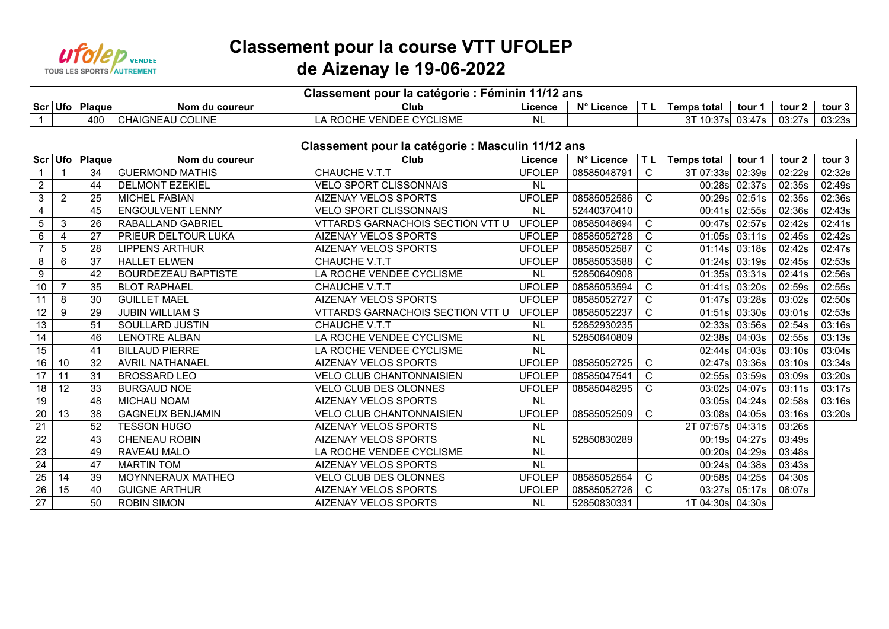# Classement pour la course VTT UFOLEP de Aizenay le 19-06-2022

| Classement pour la catégorie : Féminin 11/12 ans | | | | | | | | | | | |
|---|---|---|---|---|---|---|---|---|---|---|---|
| Scr | Ufo | Plaque | Nom du coureur | Club | Licence | N° Licence | T L | Temps total | tour 1 | tour 2 | tour 3 |
| 1 | | 400 | CHAIGNEAU COLINE | LA ROCHE VENDEE CYCLISME | NL | | | 3T 10:37s | 03:47s | 03:27s | 03:23s |

| Classement pour la catégorie : Masculin 11/12 ans | | | | | | | | | | | |
|---|---|---|---|---|---|---|---|---|---|---|---|
| Scr | Ufo | Plaque | Nom du coureur | Club | Licence | N° Licence | T L | Temps total | tour 1 | tour 2 | tour 3 |
| 1 | 1 | 34 | GUERMOND MATHIS | CHAUCHE V.T.T | UFOLEP | 08585048791 | C | 3T 07:33s | 02:39s | 02:22s | 02:32s |
| 2 | | 44 | DELMONT EZEKIEL | VELO SPORT CLISSONNAIS | NL | | | 00:28s | 02:37s | 02:35s | 02:49s |
| 3 | 2 | 25 | MICHEL FABIAN | AIZENAY VELOS SPORTS | UFOLEP | 08585052586 | C | 00:29s | 02:51s | 02:35s | 02:36s |
| 4 | | 45 | ENGOULVENT LENNY | VELO SPORT CLISSONNAIS | NL | 52440370410 | | 00:41s | 02:55s | 02:36s | 02:43s |
| 5 | 3 | 26 | RABALLAND GABRIEL | VTTARDS GARNACHOIS SECTION VTT U | UFOLEP | 08585048694 | C | 00:47s | 02:57s | 02:42s | 02:41s |
| 6 | 4 | 27 | PRIEUR DELTOUR LUKA | AIZENAY VELOS SPORTS | UFOLEP | 08585052728 | C | 01:05s | 03:11s | 02:45s | 02:42s |
| 7 | 5 | 28 | LIPPENS ARTHUR | AIZENAY VELOS SPORTS | UFOLEP | 08585052587 | C | 01:14s | 03:18s | 02:42s | 02:47s |
| 8 | 6 | 37 | HALLET ELWEN | CHAUCHE V.T.T | UFOLEP | 08585053588 | C | 01:24s | 03:19s | 02:45s | 02:53s |
| 9 | | 42 | BOURDEZEAU BAPTISTE | LA ROCHE VENDEE CYCLISME | NL | 52850640908 | | 01:35s | 03:31s | 02:41s | 02:56s |
| 10 | 7 | 35 | BLOT RAPHAEL | CHAUCHE V.T.T | UFOLEP | 08585053594 | C | 01:41s | 03:20s | 02:59s | 02:55s |
| 11 | 8 | 30 | GUILLET MAEL | AIZENAY VELOS SPORTS | UFOLEP | 08585052727 | C | 01:47s | 03:28s | 03:02s | 02:50s |
| 12 | 9 | 29 | JUBIN WILLIAM S | VTTARDS GARNACHOIS SECTION VTT U | UFOLEP | 08585052237 | C | 01:51s | 03:30s | 03:01s | 02:53s |
| 13 | | 51 | SOULLARD JUSTIN | CHAUCHE V.T.T | NL | 52852930235 | | 02:33s | 03:56s | 02:54s | 03:16s |
| 14 | | 46 | LENOTRE ALBAN | LA ROCHE VENDEE CYCLISME | NL | 52850640809 | | 02:38s | 04:03s | 02:55s | 03:13s |
| 15 | | 41 | BILLAUD PIERRE | LA ROCHE VENDEE CYCLISME | NL | | | 02:44s | 04:03s | 03:10s | 03:04s |
| 16 | 10 | 32 | AVRIL NATHANAEL | AIZENAY VELOS SPORTS | UFOLEP | 08585052725 | C | 02:47s | 03:36s | 03:10s | 03:34s |
| 17 | 11 | 31 | BROSSARD LEO | VELO CLUB CHANTONNAISIEN | UFOLEP | 08585047541 | C | 02:55s | 03:59s | 03:09s | 03:20s |
| 18 | 12 | 33 | BURGAUD NOE | VELO CLUB DES OLONNES | UFOLEP | 08585048295 | C | 03:02s | 04:07s | 03:11s | 03:17s |
| 19 | | 48 | MICHAU NOAM | AIZENAY VELOS SPORTS | NL | | | 03:05s | 04:24s | 02:58s | 03:16s |
| 20 | 13 | 38 | GAGNEUX BENJAMIN | VELO CLUB CHANTONNAISIEN | UFOLEP | 08585052509 | C | 03:08s | 04:05s | 03:16s | 03:20s |
| 21 | | 52 | TESSON HUGO | AIZENAY VELOS SPORTS | NL | | | 2T 07:57s | 04:31s | 03:26s | |
| 22 | | 43 | CHENEAU ROBIN | AIZENAY VELOS SPORTS | NL | 52850830289 | | 00:19s | 04:27s | 03:49s | |
| 23 | | 49 | RAVEAU MALO | LA ROCHE VENDEE CYCLISME | NL | | | 00:20s | 04:29s | 03:48s | |
| 24 | | 47 | MARTIN TOM | AIZENAY VELOS SPORTS | NL | | | 00:24s | 04:38s | 03:43s | |
| 25 | 14 | 39 | MOYNNERAUX MATHEO | VELO CLUB DES OLONNES | UFOLEP | 08585052554 | C | 00:58s | 04:25s | 04:30s | |
| 26 | 15 | 40 | GUIGNE ARTHUR | AIZENAY VELOS SPORTS | UFOLEP | 08585052726 | C | 03:27s | 05:17s | 06:07s | |
| 27 | | 50 | ROBIN SIMON | AIZENAY VELOS SPORTS | NL | 52850830331 | | 1T 04:30s | 04:30s | | |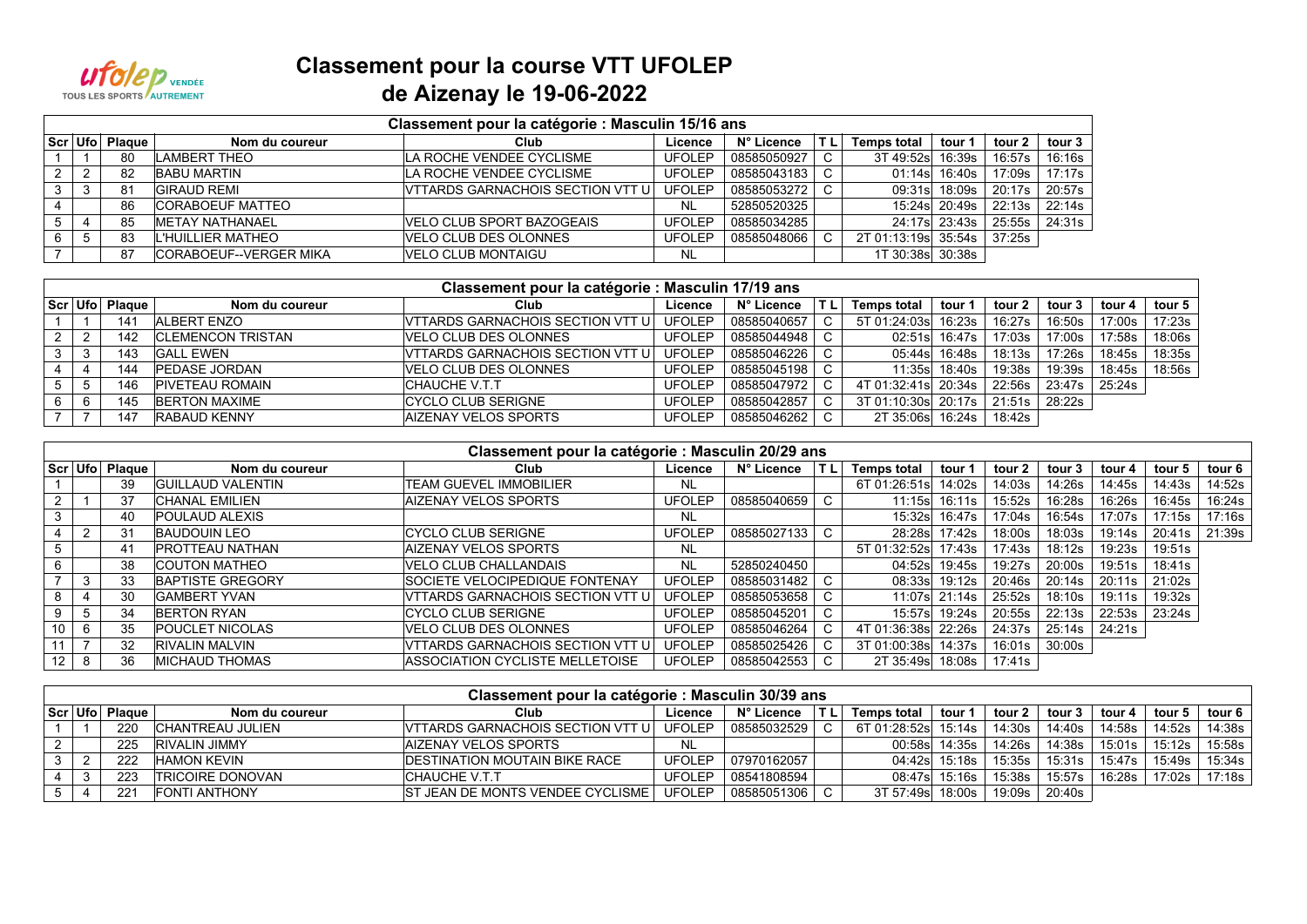ufolep VENDÉE TOUS LES SPORTS AUTREMENT

# Classement pour la course VTT UFOLEP de Aizenay le 19-06-2022

## Classement pour la catégorie : Masculin 15/16 ans

| Scr | Ufo | Plaque | Nom du coureur | Club | Licence | N° Licence | T L | Temps total | tour 1 | tour 2 | tour 3 |
|---|---|---|---|---|---|---|---|---|---|---|---|
| 1 | 1 | 80 | LAMBERT THEO | LA ROCHE VENDEE CYCLISME | UFOLEP | 08585050927 | C | 3T 49:52s | 16:39s | 16:57s | 16:16s |
| 2 | 2 | 82 | BABU MARTIN | LA ROCHE VENDEE CYCLISME | UFOLEP | 08585043183 | C | 01:14s | 16:40s | 17:09s | 17:17s |
| 3 | 3 | 81 | GIRAUD REMI | VTTARDS GARNACHOIS SECTION VTT U | UFOLEP | 08585053272 | C | 09:31s | 18:09s | 20:17s | 20:57s |
| 4 | | 86 | CORABOEUF MATTEO | | NL | 52850520325 | | 15:24s | 20:49s | 22:13s | 22:14s |
| 5 | 4 | 85 | METAY NATHANAEL | VELO CLUB SPORT BAZOGEAIS | UFOLEP | 08585034285 | | 24:17s | 23:43s | 25:55s | 24:31s |
| 6 | 5 | 83 | L'HUILLIER MATHEO | VELO CLUB DES OLONNES | UFOLEP | 08585048066 | C | 2T 01:13:19s | 35:54s | 37:25s | |
| 7 | | 87 | CORABOEUF--VERGER MIKA | VELO CLUB MONTAIGU | NL | | | 1T 30:38s | 30:38s | | |

## Classement pour la catégorie : Masculin 17/19 ans

| Scr | Ufo | Plaque | Nom du coureur | Club | Licence | N° Licence | T L | Temps total | tour 1 | tour 2 | tour 3 | tour 4 | tour 5 |
|---|---|---|---|---|---|---|---|---|---|---|---|---|---|
| 1 | 1 | 141 | ALBERT ENZO | VTTARDS GARNACHOIS SECTION VTT U | UFOLEP | 08585040657 | C | 5T 01:24:03s | 16:23s | 16:27s | 16:50s | 17:00s | 17:23s |
| 2 | 2 | 142 | CLEMENCON TRISTAN | VELO CLUB DES OLONNES | UFOLEP | 08585044948 | C | 02:51s | 16:47s | 17:03s | 17:00s | 17:58s | 18:06s |
| 3 | 3 | 143 | GALL EWEN | VTTARDS GARNACHOIS SECTION VTT U | UFOLEP | 08585046226 | C | 05:44s | 16:48s | 18:13s | 17:26s | 18:45s | 18:35s |
| 4 | 4 | 144 | PEDASE JORDAN | VELO CLUB DES OLONNES | UFOLEP | 08585045198 | C | 11:35s | 18:40s | 19:38s | 19:39s | 18:45s | 18:56s |
| 5 | 5 | 146 | PIVETEAU ROMAIN | CHAUCHE V.T.T | UFOLEP | 08585047972 | C | 4T 01:32:41s | 20:34s | 22:56s | 23:47s | 25:24s | |
| 6 | 6 | 145 | BERTON MAXIME | CYCLO CLUB SERIGNE | UFOLEP | 08585042857 | C | 3T 01:10:30s | 20:17s | 21:51s | 28:22s | | |
| 7 | 7 | 147 | RABAUD KENNY | AIZENAY VELOS SPORTS | UFOLEP | 08585046262 | C | 2T 35:06s | 16:24s | 18:42s | | | |

## Classement pour la catégorie : Masculin 20/29 ans

| Scr | Ufo | Plaque | Nom du coureur | Club | Licence | N° Licence | T L | Temps total | tour 1 | tour 2 | tour 3 | tour 4 | tour 5 | tour 6 |
|---|---|---|---|---|---|---|---|---|---|---|---|---|---|---|
| 1 | | 39 | GUILLAUD VALENTIN | TEAM GUEVEL IMMOBILIER | NL | | | 6T 01:26:51s | 14:02s | 14:03s | 14:26s | 14:45s | 14:43s | 14:52s |
| 2 | 1 | 37 | CHANAL EMILIEN | AIZENAY VELOS SPORTS | UFOLEP | 08585040659 | C | 11:15s | 16:11s | 15:52s | 16:28s | 16:26s | 16:45s | 16:24s |
| 3 | | 40 | POULAUD ALEXIS | | NL | | | 15:32s | 16:47s | 17:04s | 16:54s | 17:07s | 17:15s | 17:16s |
| 4 | 2 | 31 | BAUDOUIN LEO | CYCLO CLUB SERIGNE | UFOLEP | 08585027133 | C | 28:28s | 17:42s | 18:00s | 18:03s | 19:14s | 20:41s | 21:39s |
| 5 | | 41 | PROTTEAU NATHAN | AIZENAY VELOS SPORTS | NL | | | 5T 01:32:52s | 17:43s | 17:43s | 18:12s | 19:23s | 19:51s | |
| 6 | | 38 | COUTON MATHEO | VELO CLUB CHALLANDAIS | NL | 52850240450 | | 04:52s | 19:45s | 19:27s | 20:00s | 19:51s | 18:41s | |
| 7 | 3 | 33 | BAPTISTE GREGORY | SOCIETE VELOCIPEDIQUE FONTENAY | UFOLEP | 08585031482 | C | 08:33s | 19:12s | 20:46s | 20:14s | 20:11s | 21:02s | |
| 8 | 4 | 30 | GAMBERT YVAN | VTTARDS GARNACHOIS SECTION VTT U | UFOLEP | 08585053658 | C | 11:07s | 21:14s | 25:52s | 18:10s | 19:11s | 19:32s | |
| 9 | 5 | 34 | BERTON RYAN | CYCLO CLUB SERIGNE | UFOLEP | 08585045201 | C | 15:57s | 19:24s | 20:55s | 22:13s | 22:53s | 23:24s | |
| 10 | 6 | 35 | POUCLET NICOLAS | VELO CLUB DES OLONNES | UFOLEP | 08585046264 | C | 4T 01:36:38s | 22:26s | 24:37s | 25:14s | 24:21s | | |
| 11 | 7 | 32 | RIVALIN MALVIN | VTTARDS GARNACHOIS SECTION VTT U | UFOLEP | 08585025426 | C | 3T 01:00:38s | 14:37s | 16:01s | 30:00s | | | |
| 12 | 8 | 36 | MICHAUD THOMAS | ASSOCIATION CYCLISTE MELLETOISE | UFOLEP | 08585042553 | C | 2T 35:49s | 18:08s | 17:41s | | | | |

## Classement pour la catégorie : Masculin 30/39 ans

| Scr | Ufo | Plaque | Nom du coureur | Club | Licence | N° Licence | T L | Temps total | tour 1 | tour 2 | tour 3 | tour 4 | tour 5 | tour 6 |
|---|---|---|---|---|---|---|---|---|---|---|---|---|---|---|
| 1 | 1 | 220 | CHANTREAU JULIEN | VTTARDS GARNACHOIS SECTION VTT U | UFOLEP | 08585032529 | C | 6T 01:28:52s | 15:14s | 14:30s | 14:40s | 14:58s | 14:52s | 14:38s |
| 2 | | 225 | RIVALIN JIMMY | AIZENAY VELOS SPORTS | NL | | | 00:58s | 14:35s | 14:26s | 14:38s | 15:01s | 15:12s | 15:58s |
| 3 | 2 | 222 | HAMON KEVIN | DESTINATION MOUTAIN BIKE RACE | UFOLEP | 07970162057 | | 04:42s | 15:18s | 15:35s | 15:31s | 15:47s | 15:49s | 15:34s |
| 4 | 3 | 223 | TRICOIRE DONOVAN | CHAUCHE V.T.T | UFOLEP | 08541808594 | | 08:47s | 15:16s | 15:38s | 15:57s | 16:28s | 17:02s | 17:18s |
| 5 | 4 | 221 | FONTI ANTHONY | ST JEAN DE MONTS VENDEE CYCLISME | UFOLEP | 08585051306 | C | 3T 57:49s | 18:00s | 19:09s | 20:40s | | | |